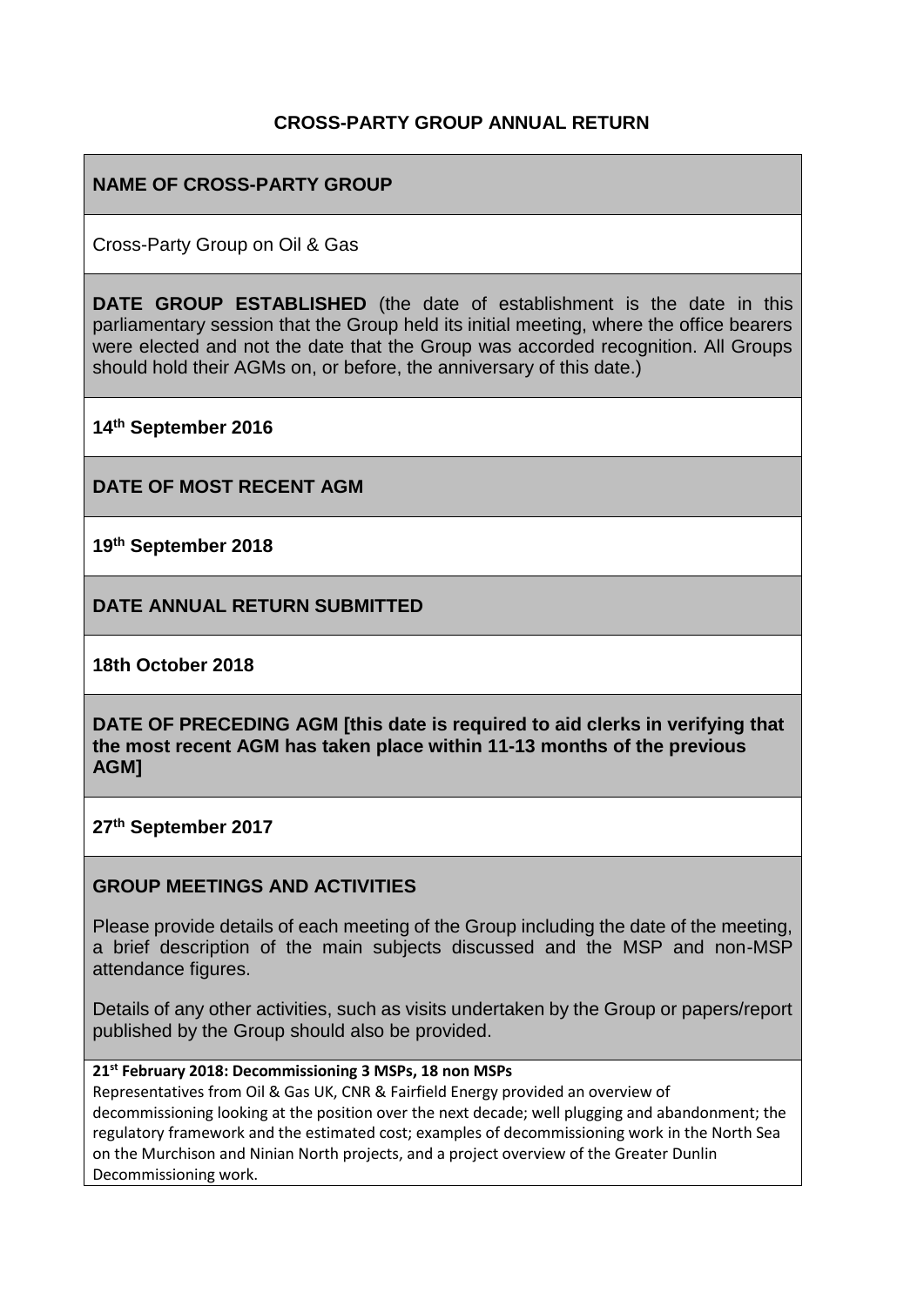# CROSS-PARTY GROUP ANNUAL RETURN

## NAME OF CROSS-PARTY GROUP

Cross-Party Group on Oil & Gas

**DATE GROUP ESTABLISHED** (the date of establishment is the date in this parliamentary session that the Group held its initial meeting, where the office bearers were elected and not the date that the Group was accorded recognition. All Groups should hold their AGMs on, or before, the anniversary of this date.)

**14th September 2016**

## DATE OF MOST RECENT AGM

**19th September 2018**

## DATE ANNUAL RETURN SUBMITTED

**18th October 2018**

## DATE OF PRECEDING AGM [this date is required to aid clerks in verifying that the most recent AGM has taken place within 11-13 months of the previous AGM]

**27th September 2017**

## GROUP MEETINGS AND ACTIVITIES

Please provide details of each meeting of the Group including the date of the meeting, a brief description of the main subjects discussed and the MSP and non-MSP attendance figures.

Details of any other activities, such as visits undertaken by the Group or papers/report published by the Group should also be provided.

**21st February 2018: Decommissioning 3 MSPs, 18 non MSPs**

Representatives from Oil & Gas UK, CNR & Fairfield Energy provided an overview of decommissioning looking at the position over the next decade; well plugging and abandonment; the regulatory framework and the estimated cost; examples of decommissioning work in the North Sea on the Murchison and Ninian North projects, and a project overview of the Greater Dunlin Decommissioning work.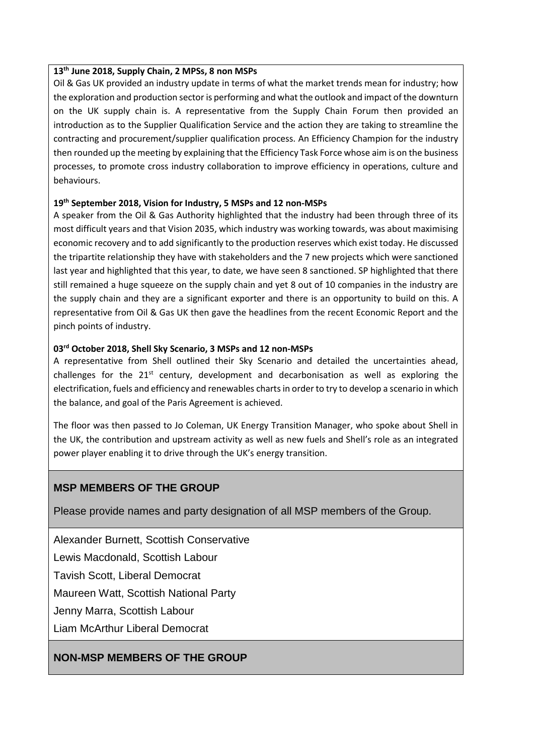**13th June 2018, Supply Chain, 2 MPSs, 8 non MSPs**

Oil & Gas UK provided an industry update in terms of what the market trends mean for industry; how the exploration and production sector is performing and what the outlook and impact of the downturn on the UK supply chain is. A representative from the Supply Chain Forum then provided an introduction as to the Supplier Qualification Service and the action they are taking to streamline the contracting and procurement/supplier qualification process. An Efficiency Champion for the industry then rounded up the meeting by explaining that the Efficiency Task Force whose aim is on the business processes, to promote cross industry collaboration to improve efficiency in operations, culture and behaviours.

**19th September 2018, Vision for Industry, 5 MSPs and 12 non-MSPs**

A speaker from the Oil & Gas Authority highlighted that the industry had been through three of its most difficult years and that Vision 2035, which industry was working towards, was about maximising economic recovery and to add significantly to the production reserves which exist today. He discussed the tripartite relationship they have with stakeholders and the 7 new projects which were sanctioned last year and highlighted that this year, to date, we have seen 8 sanctioned. SP highlighted that there still remained a huge squeeze on the supply chain and yet 8 out of 10 companies in the industry are the supply chain and they are a significant exporter and there is an opportunity to build on this. A representative from Oil & Gas UK then gave the headlines from the recent Economic Report and the pinch points of industry.

**03rd October 2018, Shell Sky Scenario, 3 MSPs and 12 non-MSPs**

A representative from Shell outlined their Sky Scenario and detailed the uncertainties ahead, challenges for the 21st century, development and decarbonisation as well as exploring the electrification, fuels and efficiency and renewables charts in order to try to develop a scenario in which the balance, and goal of the Paris Agreement is achieved.

The floor was then passed to Jo Coleman, UK Energy Transition Manager, who spoke about Shell in the UK, the contribution and upstream activity as well as new fuels and Shell's role as an integrated power player enabling it to drive through the UK's energy transition.

## MSP MEMBERS OF THE GROUP

Please provide names and party designation of all MSP members of the Group.

Alexander Burnett, Scottish Conservative

Lewis Macdonald, Scottish Labour

Tavish Scott, Liberal Democrat

Maureen Watt, Scottish National Party

Jenny Marra, Scottish Labour

Liam McArthur Liberal Democrat

## NON-MSP MEMBERS OF THE GROUP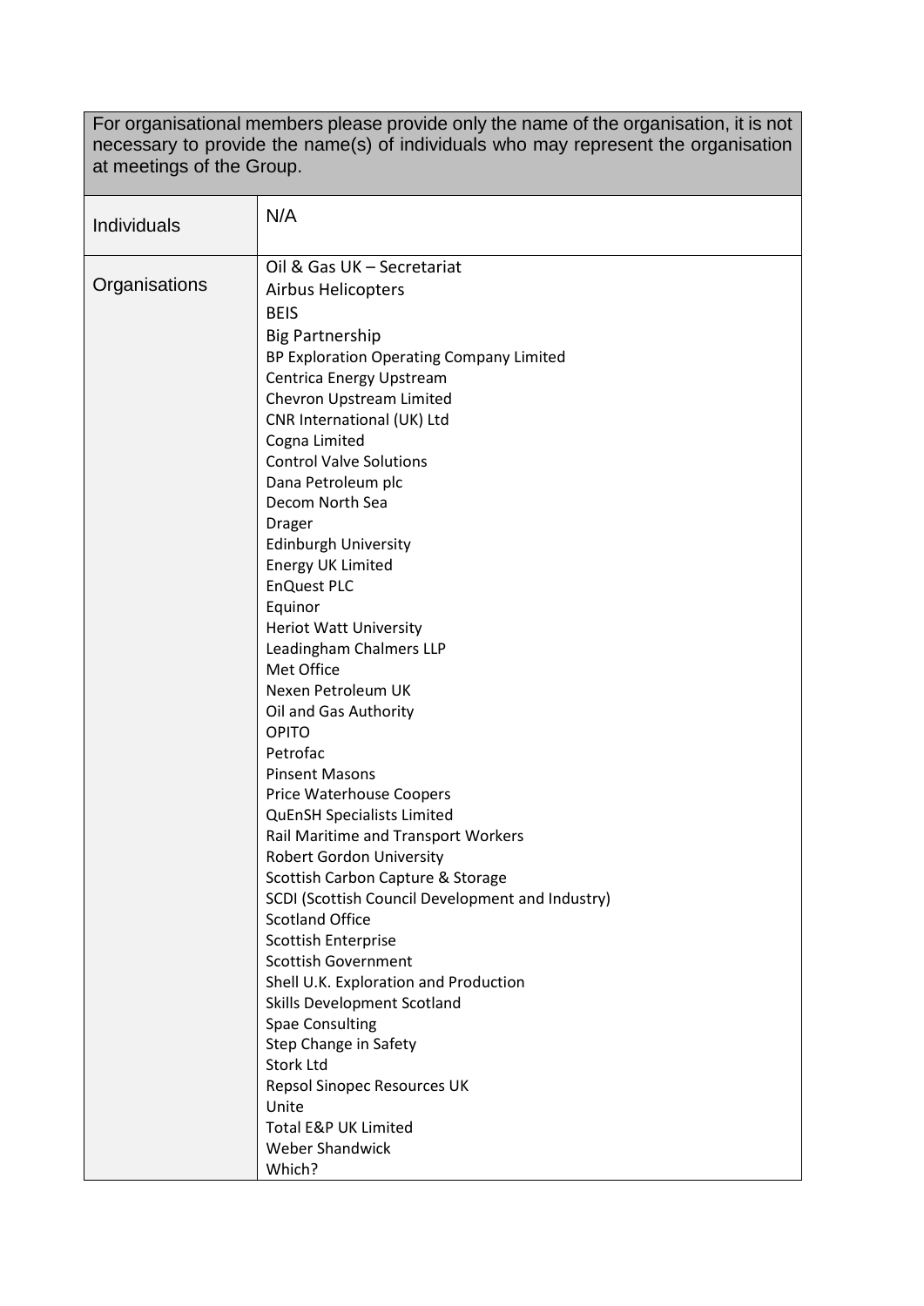| For organisational members please provide only the name of the organisation, it is not necessary to provide the name(s) of individuals who may represent the organisation at meetings of the Group. | |
|---|---|
| Individuals | N/A |
| Organisations | Oil & Gas UK – Secretariat<br>Airbus Helicopters<br>BEIS<br>Big Partnership<br>BP Exploration Operating Company Limited<br>Centrica Energy Upstream<br>Chevron Upstream Limited<br>CNR International (UK) Ltd<br>Cogna Limited<br>Control Valve Solutions<br>Dana Petroleum plc<br>Decom North Sea<br>Drager<br>Edinburgh University<br>Energy UK Limited<br>EnQuest PLC<br>Equinor<br>Heriot Watt University<br>Leadingham Chalmers LLP<br>Met Office<br>Nexen Petroleum UK<br>Oil and Gas Authority<br>OPITO<br>Petrofac<br>Pinsent Masons<br>Price Waterhouse Coopers<br>QuEnSH Specialists Limited<br>Rail Maritime and Transport Workers<br>Robert Gordon University<br>Scottish Carbon Capture & Storage<br>SCDI (Scottish Council Development and Industry)<br>Scotland Office<br>Scottish Enterprise<br>Scottish Government<br>Shell U.K. Exploration and Production<br>Skills Development Scotland<br>Spae Consulting<br>Step Change in Safety<br>Stork Ltd<br>Repsol Sinopec Resources UK<br>Unite<br>Total E&P UK Limited<br>Weber Shandwick<br>Which? |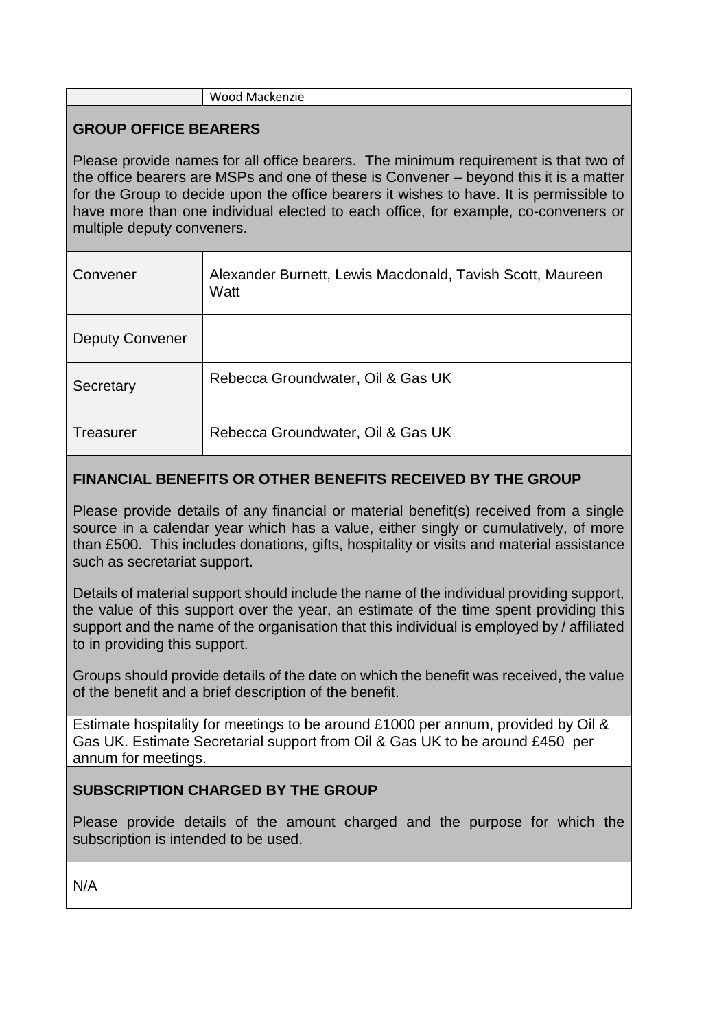| | Wood Mackenzie |
|---|---|

## GROUP OFFICE BEARERS

Please provide names for all office bearers. The minimum requirement is that two of the office bearers are MSPs and one of these is Convener – beyond this it is a matter for the Group to decide upon the office bearers it wishes to have. It is permissible to have more than one individual elected to each office, for example, co-conveners or multiple deputy conveners.

| | |
|---|---|
| Convener | Alexander Burnett, Lewis Macdonald, Tavish Scott, Maureen Watt |
| Deputy Convener | |
| Secretary | Rebecca Groundwater, Oil & Gas UK |
| Treasurer | Rebecca Groundwater, Oil & Gas UK |

## FINANCIAL BENEFITS OR OTHER BENEFITS RECEIVED BY THE GROUP

Please provide details of any financial or material benefit(s) received from a single source in a calendar year which has a value, either singly or cumulatively, of more than £500. This includes donations, gifts, hospitality or visits and material assistance such as secretariat support.

Details of material support should include the name of the individual providing support, the value of this support over the year, an estimate of the time spent providing this support and the name of the organisation that this individual is employed by / affiliated to in providing this support.

Groups should provide details of the date on which the benefit was received, the value of the benefit and a brief description of the benefit.

Estimate hospitality for meetings to be around £1000 per annum, provided by Oil & Gas UK. Estimate Secretarial support from Oil & Gas UK to be around £450 per annum for meetings.

## SUBSCRIPTION CHARGED BY THE GROUP

Please provide details of the amount charged and the purpose for which the subscription is intended to be used.

N/A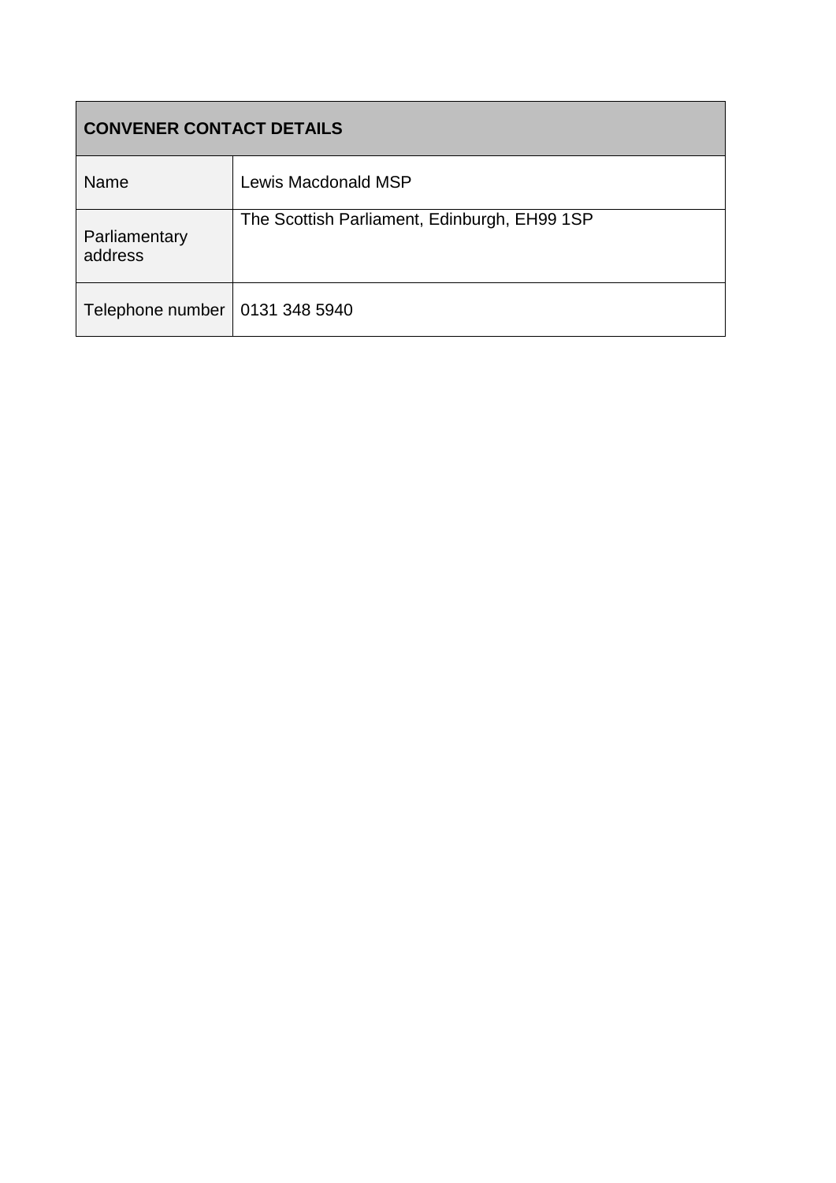| CONVENER CONTACT DETAILS | |
|---|---|
| Name | Lewis Macdonald MSP |
| Parliamentary address | The Scottish Parliament, Edinburgh, EH99 1SP |
| Telephone number | 0131 348 5940 |